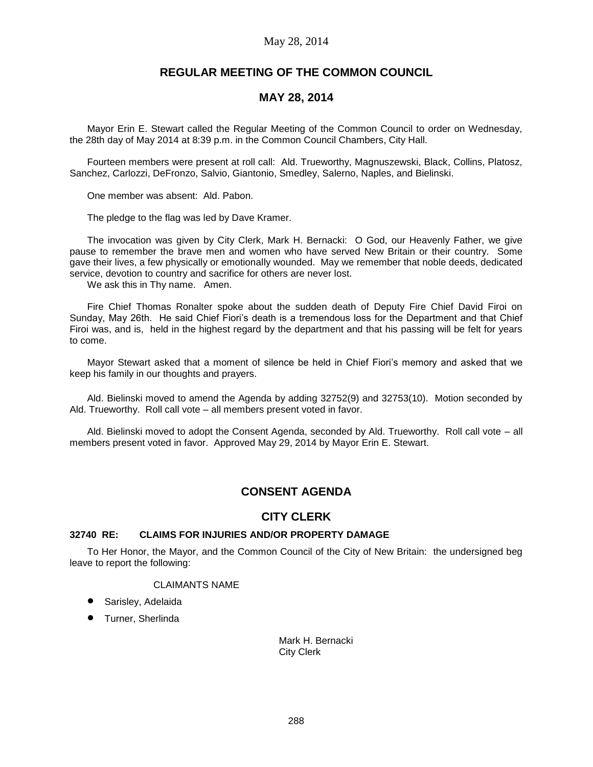# REGULAR MEETING OF THE COMMON COUNCIL

## MAY 28, 2014

Mayor Erin E. Stewart called the Regular Meeting of the Common Council to order on Wednesday, the 28th day of May 2014 at 8:39 p.m. in the Common Council Chambers, City Hall.

Fourteen members were present at roll call: Ald. Trueworthy, Magnuszewski, Black, Collins, Platosz, Sanchez, Carlozzi, DeFronzo, Salvio, Giantonio, Smedley, Salerno, Naples, and Bielinski.

One member was absent: Ald. Pabon.

The pledge to the flag was led by Dave Kramer.

The invocation was given by City Clerk, Mark H. Bernacki: O God, our Heavenly Father, we give pause to remember the brave men and women who have served New Britain or their country. Some gave their lives, a few physically or emotionally wounded. May we remember that noble deeds, dedicated service, devotion to country and sacrifice for others are never lost.
We ask this in Thy name. Amen.

Fire Chief Thomas Ronalter spoke about the sudden death of Deputy Fire Chief David Firoi on Sunday, May 26th. He said Chief Fiori's death is a tremendous loss for the Department and that Chief Firoi was, and is, held in the highest regard by the department and that his passing will be felt for years to come.

Mayor Stewart asked that a moment of silence be held in Chief Fiori's memory and asked that we keep his family in our thoughts and prayers.

Ald. Bielinski moved to amend the Agenda by adding 32752(9) and 32753(10). Motion seconded by Ald. Trueworthy. Roll call vote – all members present voted in favor.

Ald. Bielinski moved to adopt the Consent Agenda, seconded by Ald. Trueworthy. Roll call vote – all members present voted in favor. Approved May 29, 2014 by Mayor Erin E. Stewart.

## CONSENT AGENDA

## CITY CLERK

### 32740 RE: CLAIMS FOR INJURIES AND/OR PROPERTY DAMAGE

To Her Honor, the Mayor, and the Common Council of the City of New Britain: the undersigned beg leave to report the following:

CLAIMANTS NAME

- Sarisley, Adelaida
- Turner, Sherlinda

Mark H. Bernacki
City Clerk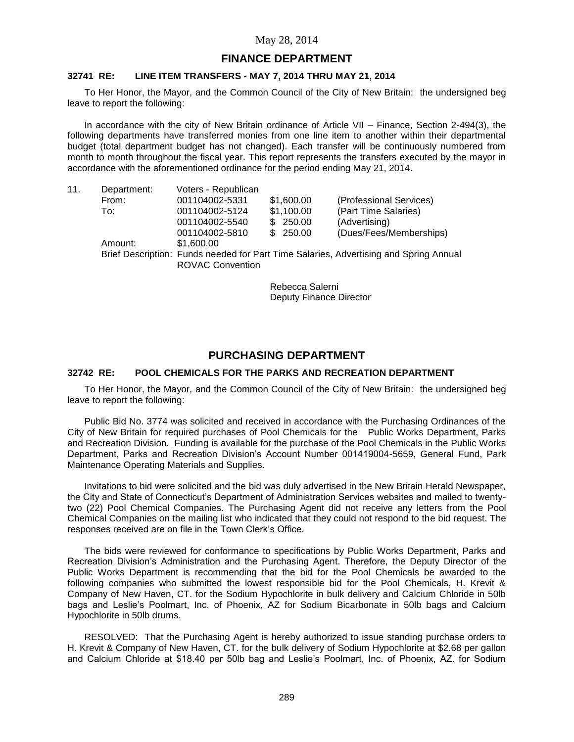May 28, 2014

## FINANCE DEPARTMENT

### 32741 RE: LINE ITEM TRANSFERS - MAY 7, 2014 THRU MAY 21, 2014

To Her Honor, the Mayor, and the Common Council of the City of New Britain: the undersigned beg leave to report the following:

In accordance with the city of New Britain ordinance of Article VII – Finance, Section 2-494(3), the following departments have transferred monies from one line item to another within their departmental budget (total department budget has not changed). Each transfer will be continuously numbered from month to month throughout the fiscal year. This report represents the transfers executed by the mayor in accordance with the aforementioned ordinance for the period ending May 21, 2014.

| 11. | Department: | Voters - Republican | | |
|---|---|---|---|---|
| | From: | 001104002-5331 | $1,600.00 | (Professional Services) |
| | To: | 001104002-5124 | $1,100.00 | (Part Time Salaries) |
| | | 001104002-5540 | $ 250.00 | (Advertising) |
| | | 001104002-5810 | $ 250.00 | (Dues/Fees/Memberships) |
| | Amount: | $1,600.00 | | |

Brief Description: Funds needed for Part Time Salaries, Advertising and Spring Annual ROVAC Convention

Rebecca Salerni
Deputy Finance Director

## PURCHASING DEPARTMENT

### 32742 RE: POOL CHEMICALS FOR THE PARKS AND RECREATION DEPARTMENT

To Her Honor, the Mayor, and the Common Council of the City of New Britain: the undersigned beg leave to report the following:

Public Bid No. 3774 was solicited and received in accordance with the Purchasing Ordinances of the City of New Britain for required purchases of Pool Chemicals for the Public Works Department, Parks and Recreation Division. Funding is available for the purchase of the Pool Chemicals in the Public Works Department, Parks and Recreation Division's Account Number 001419004-5659, General Fund, Park Maintenance Operating Materials and Supplies.

Invitations to bid were solicited and the bid was duly advertised in the New Britain Herald Newspaper, the City and State of Connecticut's Department of Administration Services websites and mailed to twenty-two (22) Pool Chemical Companies. The Purchasing Agent did not receive any letters from the Pool Chemical Companies on the mailing list who indicated that they could not respond to the bid request. The responses received are on file in the Town Clerk's Office.

The bids were reviewed for conformance to specifications by Public Works Department, Parks and Recreation Division's Administration and the Purchasing Agent. Therefore, the Deputy Director of the Public Works Department is recommending that the bid for the Pool Chemicals be awarded to the following companies who submitted the lowest responsible bid for the Pool Chemicals, H. Krevit & Company of New Haven, CT. for the Sodium Hypochlorite in bulk delivery and Calcium Chloride in 50lb bags and Leslie's Poolmart, Inc. of Phoenix, AZ for Sodium Bicarbonate in 50lb bags and Calcium Hypochlorite in 50lb drums.

RESOLVED: That the Purchasing Agent is hereby authorized to issue standing purchase orders to H. Krevit & Company of New Haven, CT. for the bulk delivery of Sodium Hypochlorite at $2.68 per gallon and Calcium Chloride at $18.40 per 50lb bag and Leslie's Poolmart, Inc. of Phoenix, AZ. for Sodium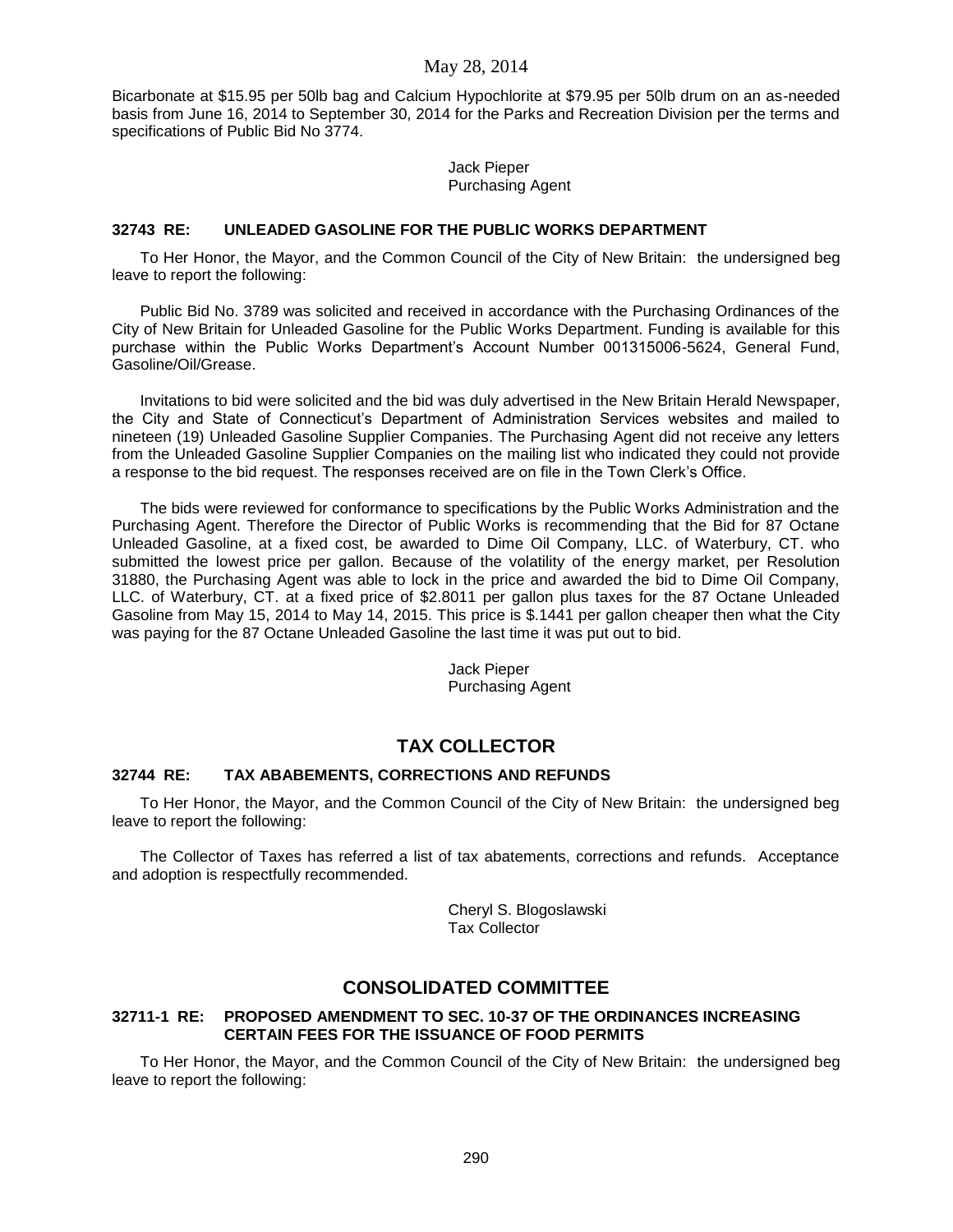Bicarbonate at $15.95 per 50lb bag and Calcium Hypochlorite at $79.95 per 50lb drum on an as-needed basis from June 16, 2014 to September 30, 2014 for the Parks and Recreation Division per the terms and specifications of Public Bid No 3774.

Jack Pieper
Purchasing Agent

**32743 RE: UNLEADED GASOLINE FOR THE PUBLIC WORKS DEPARTMENT**

To Her Honor, the Mayor, and the Common Council of the City of New Britain: the undersigned beg leave to report the following:

Public Bid No. 3789 was solicited and received in accordance with the Purchasing Ordinances of the City of New Britain for Unleaded Gasoline for the Public Works Department. Funding is available for this purchase within the Public Works Department's Account Number 001315006-5624, General Fund, Gasoline/Oil/Grease.

Invitations to bid were solicited and the bid was duly advertised in the New Britain Herald Newspaper, the City and State of Connecticut's Department of Administration Services websites and mailed to nineteen (19) Unleaded Gasoline Supplier Companies. The Purchasing Agent did not receive any letters from the Unleaded Gasoline Supplier Companies on the mailing list who indicated they could not provide a response to the bid request. The responses received are on file in the Town Clerk's Office.

The bids were reviewed for conformance to specifications by the Public Works Administration and the Purchasing Agent. Therefore the Director of Public Works is recommending that the Bid for 87 Octane Unleaded Gasoline, at a fixed cost, be awarded to Dime Oil Company, LLC. of Waterbury, CT. who submitted the lowest price per gallon. Because of the volatility of the energy market, per Resolution 31880, the Purchasing Agent was able to lock in the price and awarded the bid to Dime Oil Company, LLC. of Waterbury, CT. at a fixed price of $2.8011 per gallon plus taxes for the 87 Octane Unleaded Gasoline from May 15, 2014 to May 14, 2015. This price is $.1441 per gallon cheaper then what the City was paying for the 87 Octane Unleaded Gasoline the last time it was put out to bid.

Jack Pieper
Purchasing Agent

## TAX COLLECTOR

**32744 RE: TAX ABABEMENTS, CORRECTIONS AND REFUNDS**

To Her Honor, the Mayor, and the Common Council of the City of New Britain: the undersigned beg leave to report the following:

The Collector of Taxes has referred a list of tax abatements, corrections and refunds. Acceptance and adoption is respectfully recommended.

Cheryl S. Blogoslawski
Tax Collector

## CONSOLIDATED COMMITTEE

**32711-1 RE: PROPOSED AMENDMENT TO SEC. 10-37 OF THE ORDINANCES INCREASING CERTAIN FEES FOR THE ISSUANCE OF FOOD PERMITS**

To Her Honor, the Mayor, and the Common Council of the City of New Britain: the undersigned beg leave to report the following: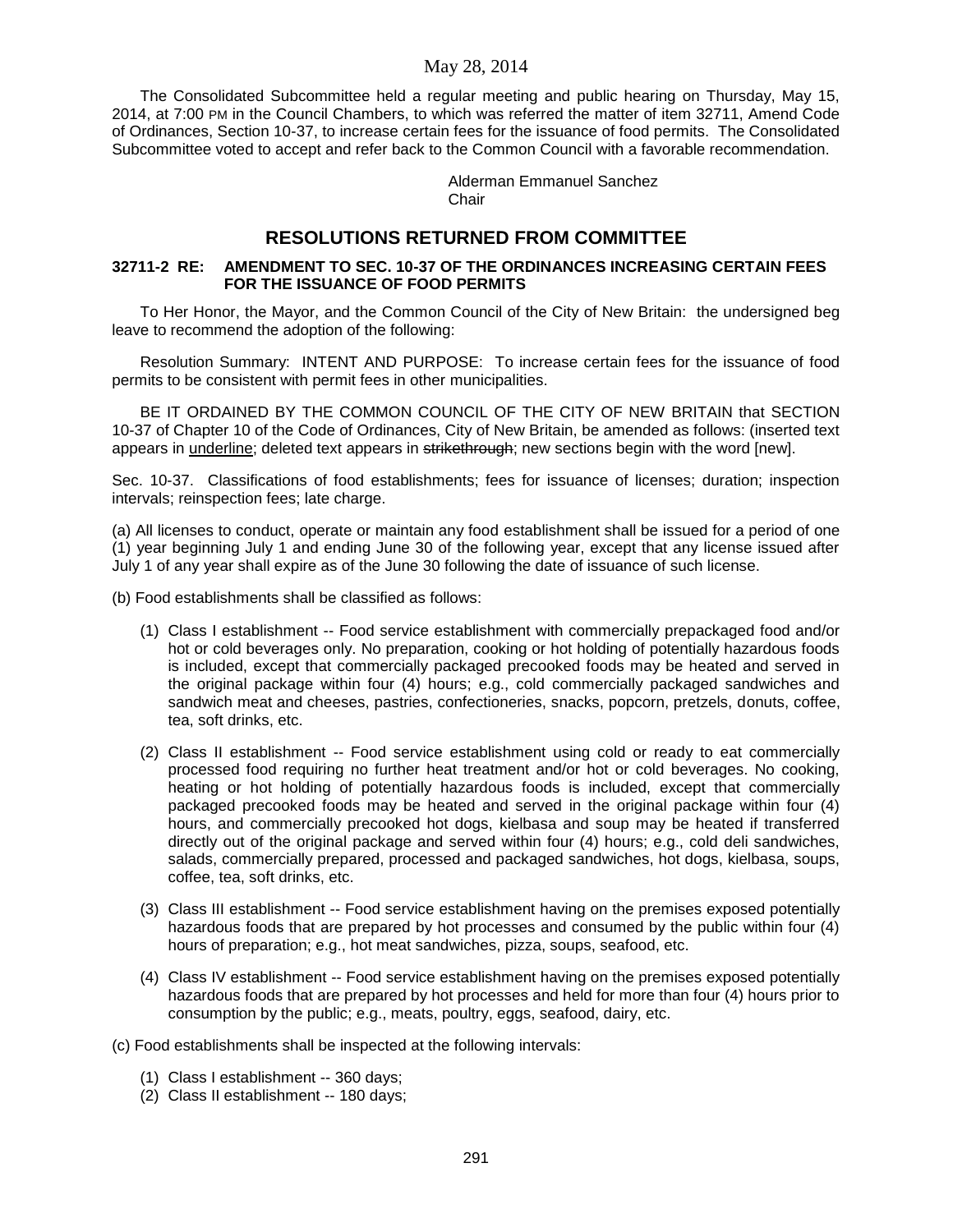The Consolidated Subcommittee held a regular meeting and public hearing on Thursday, May 15, 2014, at 7:00 PM in the Council Chambers, to which was referred the matter of item 32711, Amend Code of Ordinances, Section 10-37, to increase certain fees for the issuance of food permits. The Consolidated Subcommittee voted to accept and refer back to the Common Council with a favorable recommendation.

Alderman Emmanuel Sanchez
Chair

## RESOLUTIONS RETURNED FROM COMMITTEE

**32711-2 RE: AMENDMENT TO SEC. 10-37 OF THE ORDINANCES INCREASING CERTAIN FEES FOR THE ISSUANCE OF FOOD PERMITS**

To Her Honor, the Mayor, and the Common Council of the City of New Britain: the undersigned beg leave to recommend the adoption of the following:

Resolution Summary: INTENT AND PURPOSE: To increase certain fees for the issuance of food permits to be consistent with permit fees in other municipalities.

BE IT ORDAINED BY THE COMMON COUNCIL OF THE CITY OF NEW BRITAIN that SECTION 10-37 of Chapter 10 of the Code of Ordinances, City of New Britain, be amended as follows: (inserted text appears in <u>underline</u>; deleted text appears in ~~strikethrough~~; new sections begin with the word [new].

Sec. 10-37. Classifications of food establishments; fees for issuance of licenses; duration; inspection intervals; reinspection fees; late charge.

(a) All licenses to conduct, operate or maintain any food establishment shall be issued for a period of one (1) year beginning July 1 and ending June 30 of the following year, except that any license issued after July 1 of any year shall expire as of the June 30 following the date of issuance of such license.

(b) Food establishments shall be classified as follows:

(1) Class I establishment -- Food service establishment with commercially prepackaged food and/or hot or cold beverages only. No preparation, cooking or hot holding of potentially hazardous foods is included, except that commercially packaged precooked foods may be heated and served in the original package within four (4) hours; e.g., cold commercially packaged sandwiches and sandwich meat and cheeses, pastries, confectioneries, snacks, popcorn, pretzels, donuts, coffee, tea, soft drinks, etc.

(2) Class II establishment -- Food service establishment using cold or ready to eat commercially processed food requiring no further heat treatment and/or hot or cold beverages. No cooking, heating or hot holding of potentially hazardous foods is included, except that commercially packaged precooked foods may be heated and served in the original package within four (4) hours, and commercially precooked hot dogs, kielbasa and soup may be heated if transferred directly out of the original package and served within four (4) hours; e.g., cold deli sandwiches, salads, commercially prepared, processed and packaged sandwiches, hot dogs, kielbasa, soups, coffee, tea, soft drinks, etc.

(3) Class III establishment -- Food service establishment having on the premises exposed potentially hazardous foods that are prepared by hot processes and consumed by the public within four (4) hours of preparation; e.g., hot meat sandwiches, pizza, soups, seafood, etc.

(4) Class IV establishment -- Food service establishment having on the premises exposed potentially hazardous foods that are prepared by hot processes and held for more than four (4) hours prior to consumption by the public; e.g., meats, poultry, eggs, seafood, dairy, etc.

(c) Food establishments shall be inspected at the following intervals:

(1) Class I establishment -- 360 days;
(2) Class II establishment -- 180 days;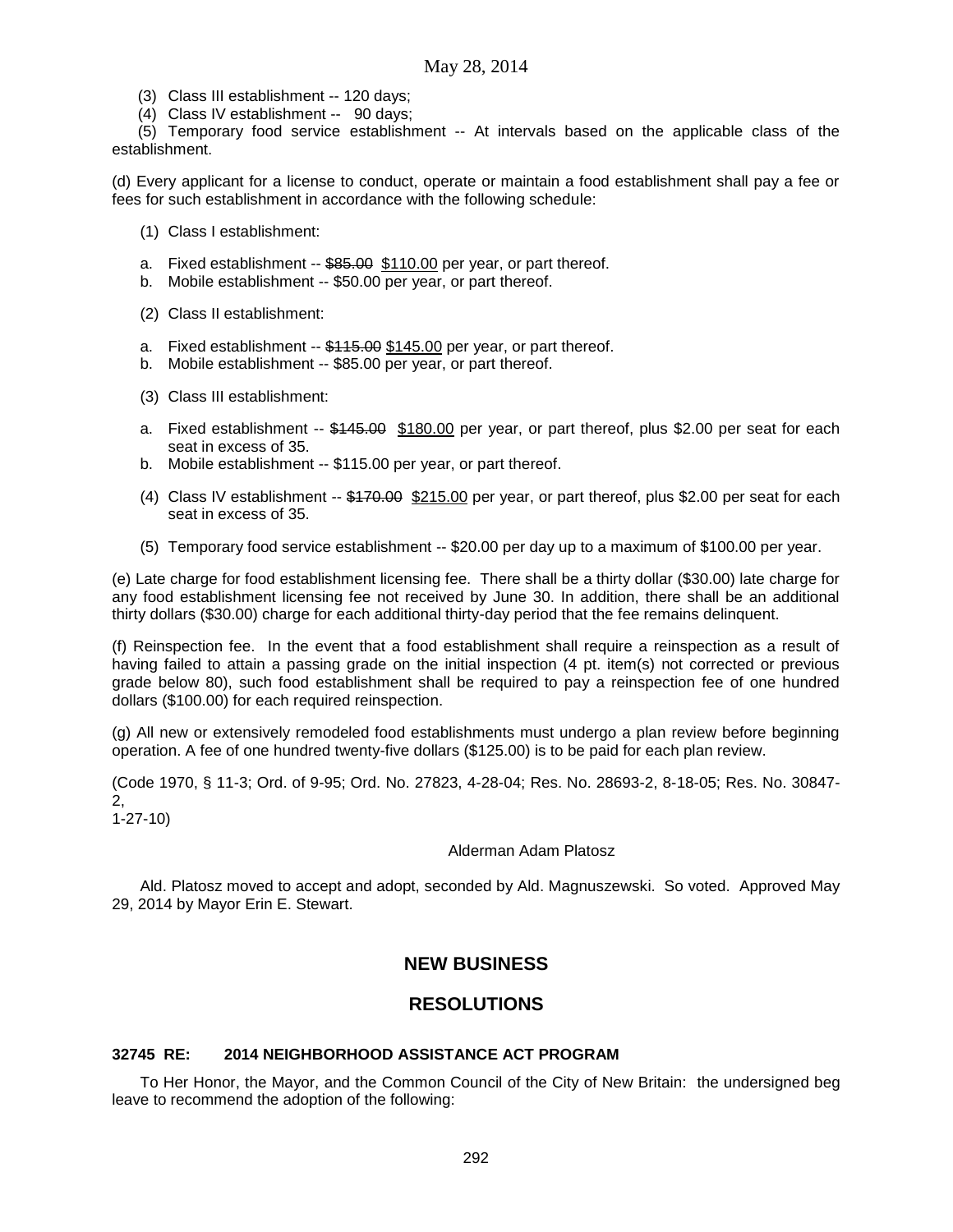(3) Class III establishment -- 120 days;

(4) Class IV establishment -- 90 days;

(5) Temporary food service establishment -- At intervals based on the applicable class of the establishment.

(d) Every applicant for a license to conduct, operate or maintain a food establishment shall pay a fee or fees for such establishment in accordance with the following schedule:

(1) Class I establishment:

a. Fixed establishment -- ~~$85.00~~ <u>$110.00</u> per year, or part thereof.
b. Mobile establishment -- $50.00 per year, or part thereof.

(2) Class II establishment:

a. Fixed establishment -- ~~$115.00~~ <u>$145.00</u> per year, or part thereof.
b. Mobile establishment -- $85.00 per year, or part thereof.

(3) Class III establishment:

a. Fixed establishment -- ~~$145.00~~ <u>$180.00</u> per year, or part thereof, plus $2.00 per seat for each seat in excess of 35.
b. Mobile establishment -- $115.00 per year, or part thereof.

(4) Class IV establishment -- ~~$170.00~~ <u>$215.00</u> per year, or part thereof, plus $2.00 per seat for each seat in excess of 35.

(5) Temporary food service establishment -- $20.00 per day up to a maximum of $100.00 per year.

(e) Late charge for food establishment licensing fee. There shall be a thirty dollar ($30.00) late charge for any food establishment licensing fee not received by June 30. In addition, there shall be an additional thirty dollars ($30.00) charge for each additional thirty-day period that the fee remains delinquent.

(f) Reinspection fee. In the event that a food establishment shall require a reinspection as a result of having failed to attain a passing grade on the initial inspection (4 pt. item(s) not corrected or previous grade below 80), such food establishment shall be required to pay a reinspection fee of one hundred dollars ($100.00) for each required reinspection.

(g) All new or extensively remodeled food establishments must undergo a plan review before beginning operation. A fee of one hundred twenty-five dollars ($125.00) is to be paid for each plan review.

(Code 1970, § 11-3; Ord. of 9-95; Ord. No. 27823, 4-28-04; Res. No. 28693-2, 8-18-05; Res. No. 30847-2,
1-27-10)

Alderman Adam Platosz

Ald. Platosz moved to accept and adopt, seconded by Ald. Magnuszewski. So voted. Approved May 29, 2014 by Mayor Erin E. Stewart.

## NEW BUSINESS

## RESOLUTIONS

**32745 RE: 2014 NEIGHBORHOOD ASSISTANCE ACT PROGRAM**

To Her Honor, the Mayor, and the Common Council of the City of New Britain: the undersigned beg leave to recommend the adoption of the following: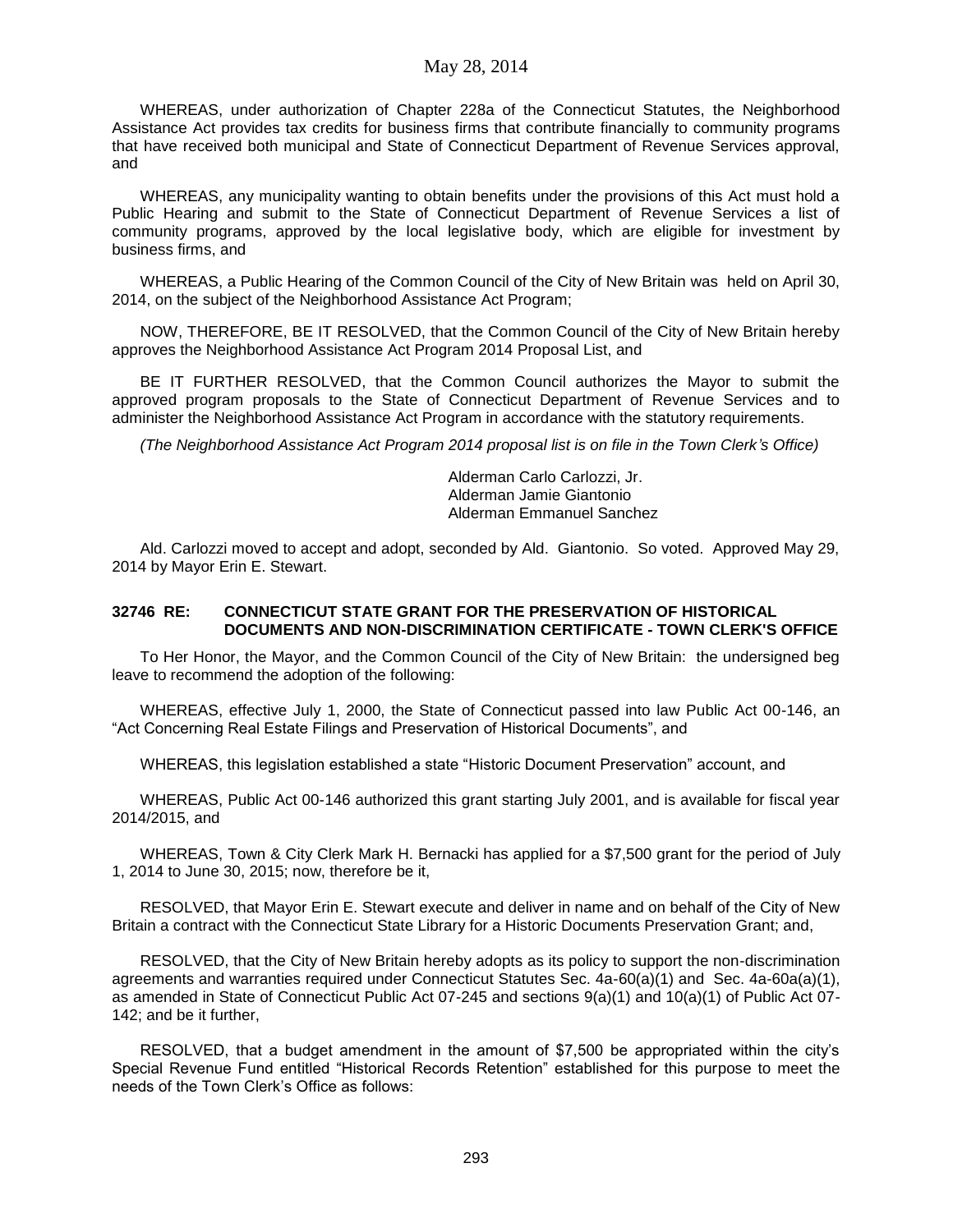WHEREAS, under authorization of Chapter 228a of the Connecticut Statutes, the Neighborhood Assistance Act provides tax credits for business firms that contribute financially to community programs that have received both municipal and State of Connecticut Department of Revenue Services approval, and

WHEREAS, any municipality wanting to obtain benefits under the provisions of this Act must hold a Public Hearing and submit to the State of Connecticut Department of Revenue Services a list of community programs, approved by the local legislative body, which are eligible for investment by business firms, and

WHEREAS, a Public Hearing of the Common Council of the City of New Britain was held on April 30, 2014, on the subject of the Neighborhood Assistance Act Program;

NOW, THEREFORE, BE IT RESOLVED, that the Common Council of the City of New Britain hereby approves the Neighborhood Assistance Act Program 2014 Proposal List, and

BE IT FURTHER RESOLVED, that the Common Council authorizes the Mayor to submit the approved program proposals to the State of Connecticut Department of Revenue Services and to administer the Neighborhood Assistance Act Program in accordance with the statutory requirements.

*(The Neighborhood Assistance Act Program 2014 proposal list is on file in the Town Clerk's Office)*

Alderman Carlo Carlozzi, Jr.
Alderman Jamie Giantonio
Alderman Emmanuel Sanchez

Ald. Carlozzi moved to accept and adopt, seconded by Ald. Giantonio. So voted. Approved May 29, 2014 by Mayor Erin E. Stewart.

**32746 RE: CONNECTICUT STATE GRANT FOR THE PRESERVATION OF HISTORICAL DOCUMENTS AND NON-DISCRIMINATION CERTIFICATE - TOWN CLERK'S OFFICE**

To Her Honor, the Mayor, and the Common Council of the City of New Britain: the undersigned beg leave to recommend the adoption of the following:

WHEREAS, effective July 1, 2000, the State of Connecticut passed into law Public Act 00-146, an "Act Concerning Real Estate Filings and Preservation of Historical Documents", and

WHEREAS, this legislation established a state "Historic Document Preservation" account, and

WHEREAS, Public Act 00-146 authorized this grant starting July 2001, and is available for fiscal year 2014/2015, and

WHEREAS, Town & City Clerk Mark H. Bernacki has applied for a $7,500 grant for the period of July 1, 2014 to June 30, 2015; now, therefore be it,

RESOLVED, that Mayor Erin E. Stewart execute and deliver in name and on behalf of the City of New Britain a contract with the Connecticut State Library for a Historic Documents Preservation Grant; and,

RESOLVED, that the City of New Britain hereby adopts as its policy to support the non-discrimination agreements and warranties required under Connecticut Statutes Sec. 4a-60(a)(1) and Sec. 4a-60a(a)(1), as amended in State of Connecticut Public Act 07-245 and sections 9(a)(1) and 10(a)(1) of Public Act 07-142; and be it further,

RESOLVED, that a budget amendment in the amount of $7,500 be appropriated within the city's Special Revenue Fund entitled "Historical Records Retention" established for this purpose to meet the needs of the Town Clerk's Office as follows: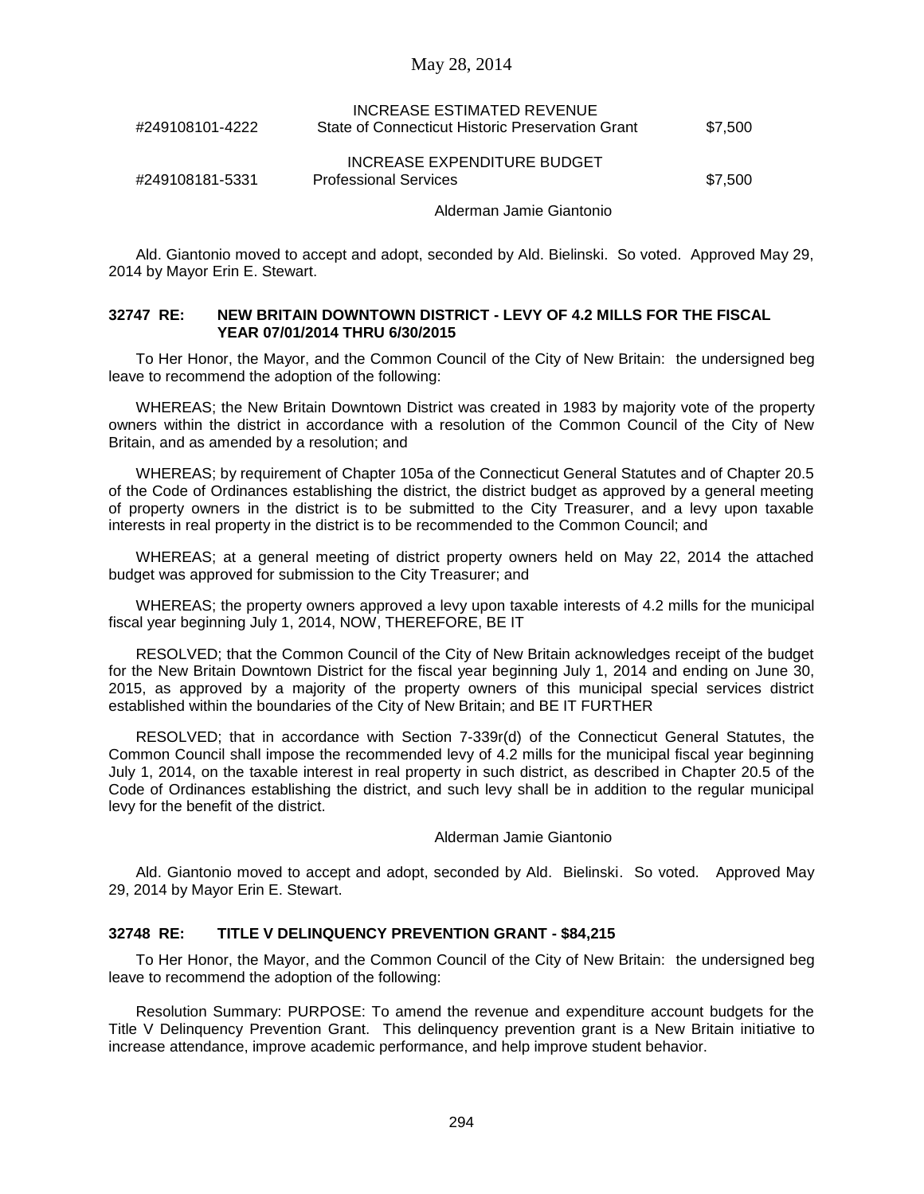| | INCREASE ESTIMATED REVENUE | |
|---|---|---|
| #249108101-4222 | State of Connecticut Historic Preservation Grant | $7,500 |
| | INCREASE EXPENDITURE BUDGET | |
| #249108181-5331 | Professional Services | $7,500 |

Alderman Jamie Giantonio

Ald. Giantonio moved to accept and adopt, seconded by Ald. Bielinski. So voted. Approved May 29, 2014 by Mayor Erin E. Stewart.

**32747 RE: NEW BRITAIN DOWNTOWN DISTRICT - LEVY OF 4.2 MILLS FOR THE FISCAL YEAR 07/01/2014 THRU 6/30/2015**

To Her Honor, the Mayor, and the Common Council of the City of New Britain: the undersigned beg leave to recommend the adoption of the following:

WHEREAS; the New Britain Downtown District was created in 1983 by majority vote of the property owners within the district in accordance with a resolution of the Common Council of the City of New Britain, and as amended by a resolution; and

WHEREAS; by requirement of Chapter 105a of the Connecticut General Statutes and of Chapter 20.5 of the Code of Ordinances establishing the district, the district budget as approved by a general meeting of property owners in the district is to be submitted to the City Treasurer, and a levy upon taxable interests in real property in the district is to be recommended to the Common Council; and

WHEREAS; at a general meeting of district property owners held on May 22, 2014 the attached budget was approved for submission to the City Treasurer; and

WHEREAS; the property owners approved a levy upon taxable interests of 4.2 mills for the municipal fiscal year beginning July 1, 2014, NOW, THEREFORE, BE IT

RESOLVED; that the Common Council of the City of New Britain acknowledges receipt of the budget for the New Britain Downtown District for the fiscal year beginning July 1, 2014 and ending on June 30, 2015, as approved by a majority of the property owners of this municipal special services district established within the boundaries of the City of New Britain; and BE IT FURTHER

RESOLVED; that in accordance with Section 7-339r(d) of the Connecticut General Statutes, the Common Council shall impose the recommended levy of 4.2 mills for the municipal fiscal year beginning July 1, 2014, on the taxable interest in real property in such district, as described in Chapter 20.5 of the Code of Ordinances establishing the district, and such levy shall be in addition to the regular municipal levy for the benefit of the district.

Alderman Jamie Giantonio

Ald. Giantonio moved to accept and adopt, seconded by Ald. Bielinski. So voted. Approved May 29, 2014 by Mayor Erin E. Stewart.

**32748 RE: TITLE V DELINQUENCY PREVENTION GRANT - $84,215**

To Her Honor, the Mayor, and the Common Council of the City of New Britain: the undersigned beg leave to recommend the adoption of the following:

Resolution Summary: PURPOSE: To amend the revenue and expenditure account budgets for the Title V Delinquency Prevention Grant. This delinquency prevention grant is a New Britain initiative to increase attendance, improve academic performance, and help improve student behavior.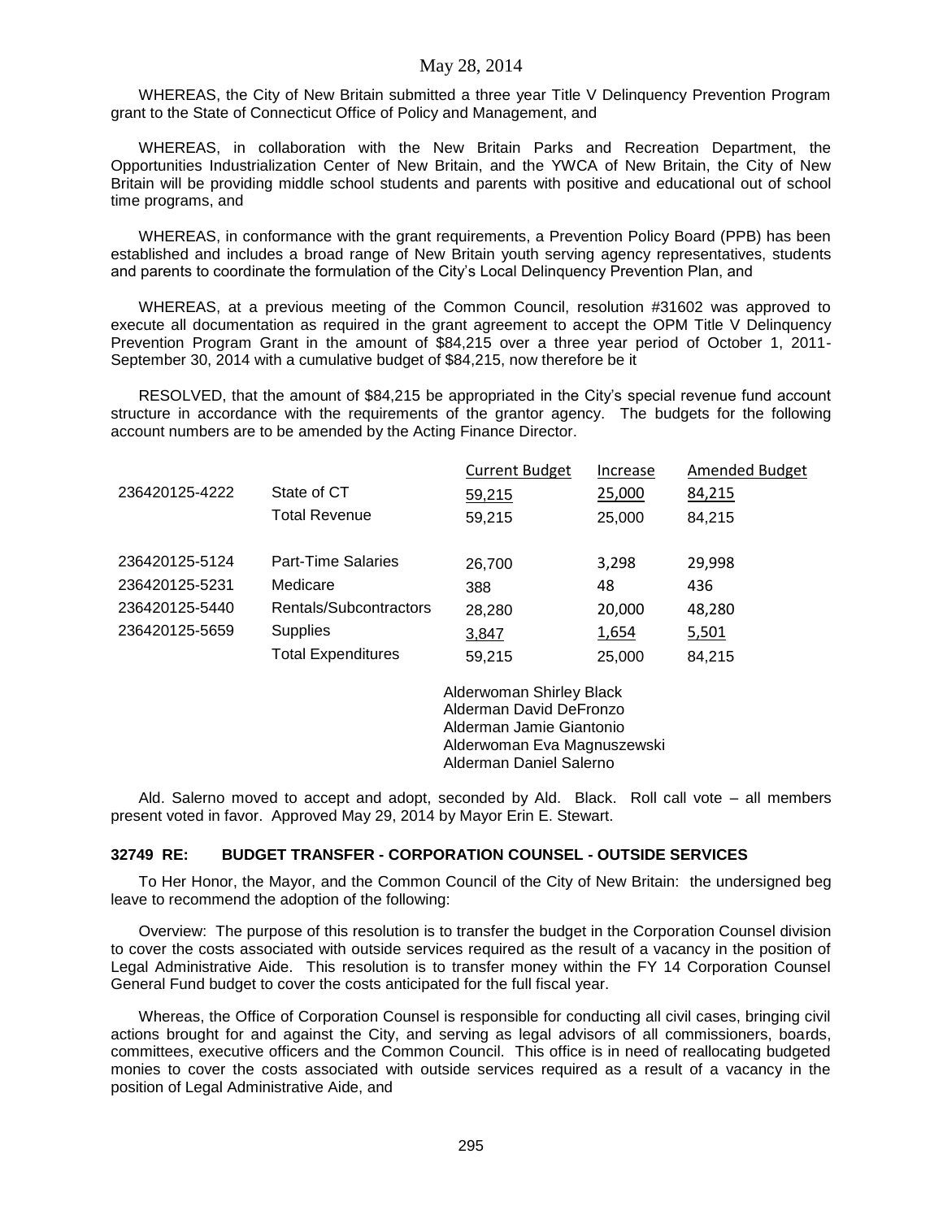May 28, 2014

WHEREAS, the City of New Britain submitted a three year Title V Delinquency Prevention Program grant to the State of Connecticut Office of Policy and Management, and

WHEREAS, in collaboration with the New Britain Parks and Recreation Department, the Opportunities Industrialization Center of New Britain, and the YWCA of New Britain, the City of New Britain will be providing middle school students and parents with positive and educational out of school time programs, and

WHEREAS, in conformance with the grant requirements, a Prevention Policy Board (PPB) has been established and includes a broad range of New Britain youth serving agency representatives, students and parents to coordinate the formulation of the City's Local Delinquency Prevention Plan, and

WHEREAS, at a previous meeting of the Common Council, resolution #31602 was approved to execute all documentation as required in the grant agreement to accept the OPM Title V Delinquency Prevention Program Grant in the amount of $84,215 over a three year period of October 1, 2011-September 30, 2014 with a cumulative budget of $84,215, now therefore be it

RESOLVED, that the amount of $84,215 be appropriated in the City's special revenue fund account structure in accordance with the requirements of the grantor agency. The budgets for the following account numbers are to be amended by the Acting Finance Director.

| | | Current Budget | Increase | Amended Budget |
|---|---|---|---|---|
| 236420125-4222 | State of CT | 59,215 | 25,000 | 84,215 |
| | Total Revenue | 59,215 | 25,000 | 84,215 |
| | | | | |
| 236420125-5124 | Part-Time Salaries | 26,700 | 3,298 | 29,998 |
| 236420125-5231 | Medicare | 388 | 48 | 436 |
| 236420125-5440 | Rentals/Subcontractors | 28,280 | 20,000 | 48,280 |
| 236420125-5659 | Supplies | 3,847 | 1,654 | 5,501 |
| | Total Expenditures | 59,215 | 25,000 | 84,215 |

Alderwoman Shirley Black
Alderman David DeFronzo
Alderman Jamie Giantonio
Alderwoman Eva Magnuszewski
Alderman Daniel Salerno

Ald. Salerno moved to accept and adopt, seconded by Ald. Black. Roll call vote – all members present voted in favor. Approved May 29, 2014 by Mayor Erin E. Stewart.

**32749 RE: BUDGET TRANSFER - CORPORATION COUNSEL - OUTSIDE SERVICES**

To Her Honor, the Mayor, and the Common Council of the City of New Britain: the undersigned beg leave to recommend the adoption of the following:

Overview: The purpose of this resolution is to transfer the budget in the Corporation Counsel division to cover the costs associated with outside services required as the result of a vacancy in the position of Legal Administrative Aide. This resolution is to transfer money within the FY 14 Corporation Counsel General Fund budget to cover the costs anticipated for the full fiscal year.

Whereas, the Office of Corporation Counsel is responsible for conducting all civil cases, bringing civil actions brought for and against the City, and serving as legal advisors of all commissioners, boards, committees, executive officers and the Common Council. This office is in need of reallocating budgeted monies to cover the costs associated with outside services required as a result of a vacancy in the position of Legal Administrative Aide, and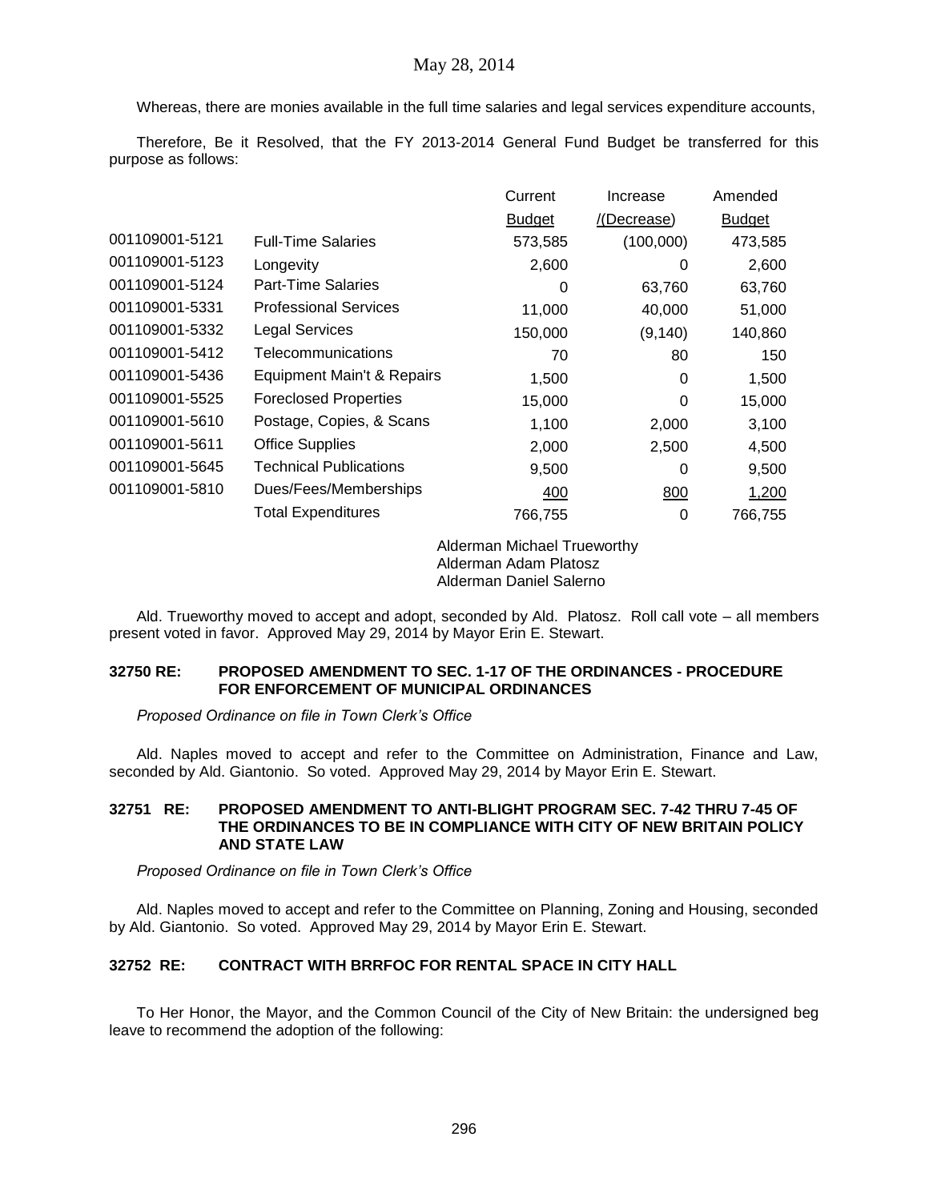May 28, 2014

Whereas, there are monies available in the full time salaries and legal services expenditure accounts,

Therefore, Be it Resolved, that the FY 2013-2014 General Fund Budget be transferred for this purpose as follows:

| | | Current Budget | Increase /(Decrease) | Amended Budget |
|---|---|---|---|---|
| 001109001-5121 | Full-Time Salaries | 573,585 | (100,000) | 473,585 |
| 001109001-5123 | Longevity | 2,600 | 0 | 2,600 |
| 001109001-5124 | Part-Time Salaries | 0 | 63,760 | 63,760 |
| 001109001-5331 | Professional Services | 11,000 | 40,000 | 51,000 |
| 001109001-5332 | Legal Services | 150,000 | (9,140) | 140,860 |
| 001109001-5412 | Telecommunications | 70 | 80 | 150 |
| 001109001-5436 | Equipment Main't & Repairs | 1,500 | 0 | 1,500 |
| 001109001-5525 | Foreclosed Properties | 15,000 | 0 | 15,000 |
| 001109001-5610 | Postage, Copies, & Scans | 1,100 | 2,000 | 3,100 |
| 001109001-5611 | Office Supplies | 2,000 | 2,500 | 4,500 |
| 001109001-5645 | Technical Publications | 9,500 | 0 | 9,500 |
| 001109001-5810 | Dues/Fees/Memberships | 400 | 800 | 1,200 |
| | Total Expenditures | 766,755 | 0 | 766,755 |

Alderman Michael Trueworthy
Alderman Adam Platosz
Alderman Daniel Salerno

Ald. Trueworthy moved to accept and adopt, seconded by Ald. Platosz. Roll call vote – all members present voted in favor. Approved May 29, 2014 by Mayor Erin E. Stewart.

**32750 RE: PROPOSED AMENDMENT TO SEC. 1-17 OF THE ORDINANCES - PROCEDURE FOR ENFORCEMENT OF MUNICIPAL ORDINANCES**

*Proposed Ordinance on file in Town Clerk's Office*

Ald. Naples moved to accept and refer to the Committee on Administration, Finance and Law, seconded by Ald. Giantonio. So voted. Approved May 29, 2014 by Mayor Erin E. Stewart.

**32751 RE: PROPOSED AMENDMENT TO ANTI-BLIGHT PROGRAM SEC. 7-42 THRU 7-45 OF THE ORDINANCES TO BE IN COMPLIANCE WITH CITY OF NEW BRITAIN POLICY AND STATE LAW**

*Proposed Ordinance on file in Town Clerk's Office*

Ald. Naples moved to accept and refer to the Committee on Planning, Zoning and Housing, seconded by Ald. Giantonio. So voted. Approved May 29, 2014 by Mayor Erin E. Stewart.

**32752 RE: CONTRACT WITH BRRFOC FOR RENTAL SPACE IN CITY HALL**

To Her Honor, the Mayor, and the Common Council of the City of New Britain: the undersigned beg leave to recommend the adoption of the following: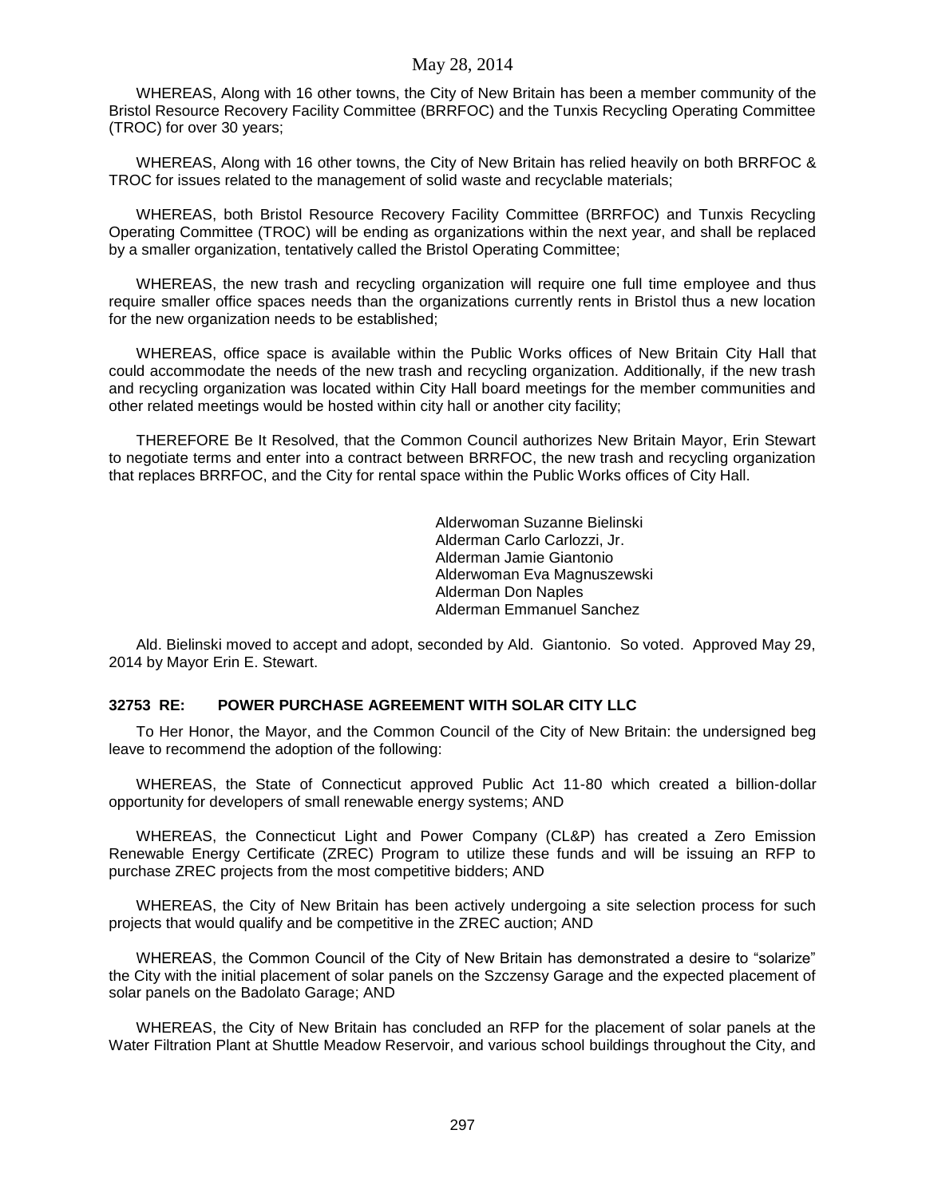WHEREAS, Along with 16 other towns, the City of New Britain has been a member community of the Bristol Resource Recovery Facility Committee (BRRFOC) and the Tunxis Recycling Operating Committee (TROC) for over 30 years;

WHEREAS, Along with 16 other towns, the City of New Britain has relied heavily on both BRRFOC & TROC for issues related to the management of solid waste and recyclable materials;

WHEREAS, both Bristol Resource Recovery Facility Committee (BRRFOC) and Tunxis Recycling Operating Committee (TROC) will be ending as organizations within the next year, and shall be replaced by a smaller organization, tentatively called the Bristol Operating Committee;

WHEREAS, the new trash and recycling organization will require one full time employee and thus require smaller office spaces needs than the organizations currently rents in Bristol thus a new location for the new organization needs to be established;

WHEREAS, office space is available within the Public Works offices of New Britain City Hall that could accommodate the needs of the new trash and recycling organization. Additionally, if the new trash and recycling organization was located within City Hall board meetings for the member communities and other related meetings would be hosted within city hall or another city facility;

THEREFORE Be It Resolved, that the Common Council authorizes New Britain Mayor, Erin Stewart to negotiate terms and enter into a contract between BRRFOC, the new trash and recycling organization that replaces BRRFOC, and the City for rental space within the Public Works offices of City Hall.

Alderwoman Suzanne Bielinski
Alderman Carlo Carlozzi, Jr.
Alderman Jamie Giantonio
Alderwoman Eva Magnuszewski
Alderman Don Naples
Alderman Emmanuel Sanchez

Ald. Bielinski moved to accept and adopt, seconded by Ald. Giantonio. So voted. Approved May 29, 2014 by Mayor Erin E. Stewart.

**32753 RE: POWER PURCHASE AGREEMENT WITH SOLAR CITY LLC**

To Her Honor, the Mayor, and the Common Council of the City of New Britain: the undersigned beg leave to recommend the adoption of the following:

WHEREAS, the State of Connecticut approved Public Act 11-80 which created a billion-dollar opportunity for developers of small renewable energy systems; AND

WHEREAS, the Connecticut Light and Power Company (CL&P) has created a Zero Emission Renewable Energy Certificate (ZREC) Program to utilize these funds and will be issuing an RFP to purchase ZREC projects from the most competitive bidders; AND

WHEREAS, the City of New Britain has been actively undergoing a site selection process for such projects that would qualify and be competitive in the ZREC auction; AND

WHEREAS, the Common Council of the City of New Britain has demonstrated a desire to "solarize" the City with the initial placement of solar panels on the Szczensy Garage and the expected placement of solar panels on the Badolato Garage; AND

WHEREAS, the City of New Britain has concluded an RFP for the placement of solar panels at the Water Filtration Plant at Shuttle Meadow Reservoir, and various school buildings throughout the City, and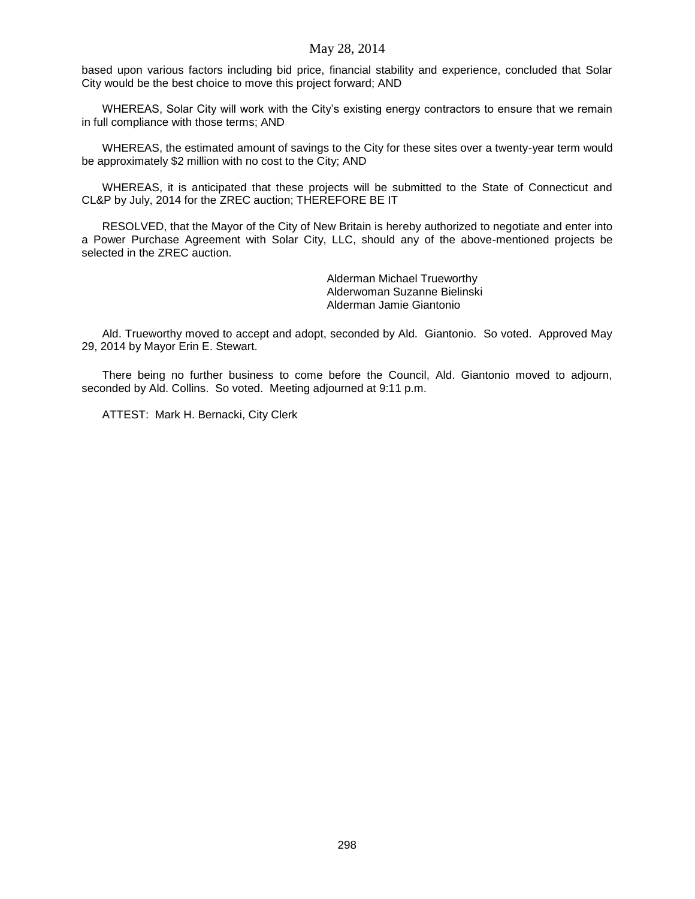based upon various factors including bid price, financial stability and experience, concluded that Solar City would be the best choice to move this project forward; AND

WHEREAS, Solar City will work with the City's existing energy contractors to ensure that we remain in full compliance with those terms; AND

WHEREAS, the estimated amount of savings to the City for these sites over a twenty-year term would be approximately $2 million with no cost to the City; AND

WHEREAS, it is anticipated that these projects will be submitted to the State of Connecticut and CL&P by July, 2014 for the ZREC auction; THEREFORE BE IT

RESOLVED, that the Mayor of the City of New Britain is hereby authorized to negotiate and enter into a Power Purchase Agreement with Solar City, LLC, should any of the above-mentioned projects be selected in the ZREC auction.

Alderman Michael Trueworthy
Alderwoman Suzanne Bielinski
Alderman Jamie Giantonio

Ald. Trueworthy moved to accept and adopt, seconded by Ald. Giantonio. So voted. Approved May 29, 2014 by Mayor Erin E. Stewart.

There being no further business to come before the Council, Ald. Giantonio moved to adjourn, seconded by Ald. Collins. So voted. Meeting adjourned at 9:11 p.m.

ATTEST: Mark H. Bernacki, City Clerk